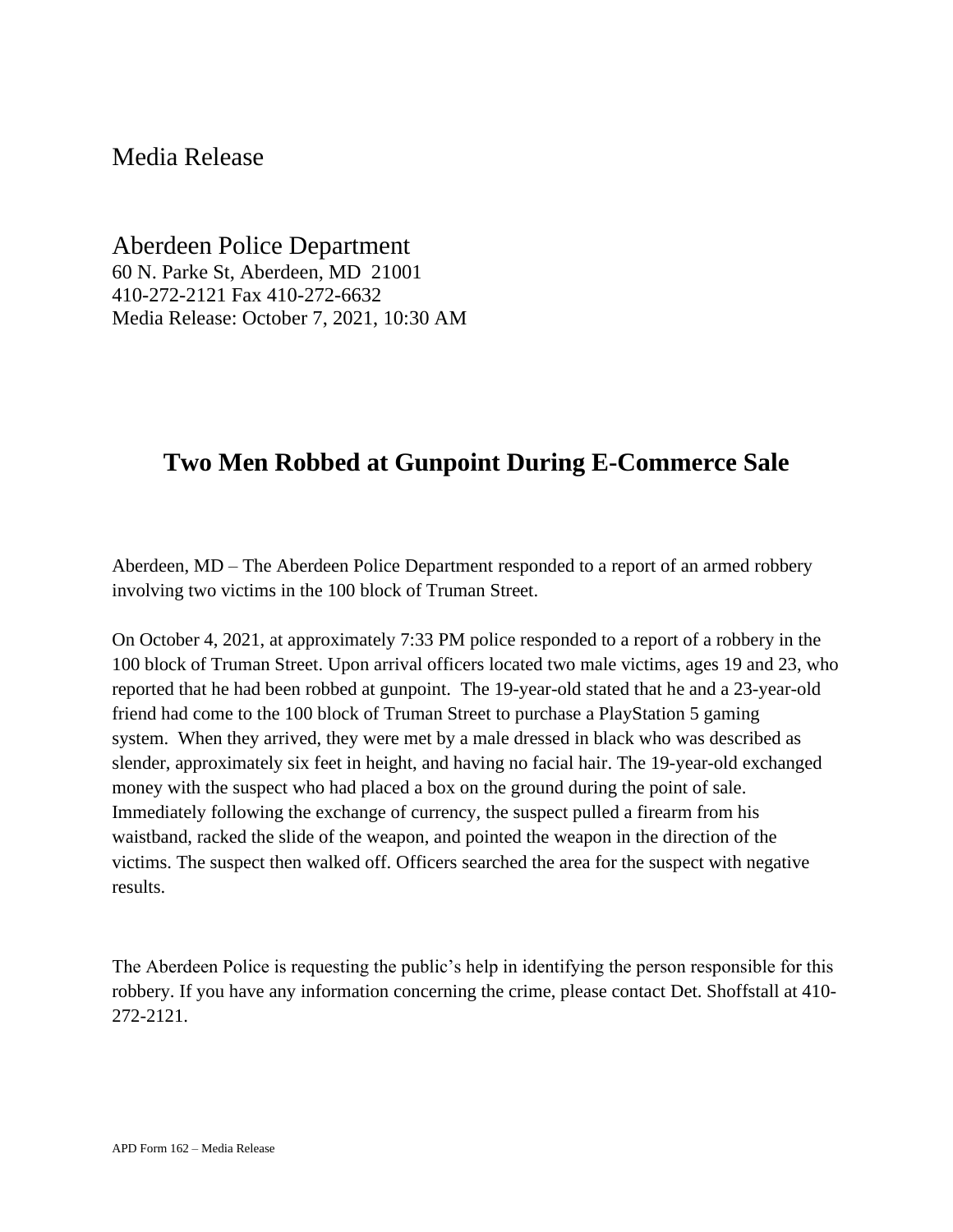Media Release

Aberdeen Police Department
60 N. Parke St, Aberdeen, MD 21001
410-272-2121 Fax 410-272-6632
Media Release: October 7, 2021, 10:30 AM

# Two Men Robbed at Gunpoint During E-Commerce Sale

Aberdeen, MD – The Aberdeen Police Department responded to a report of an armed robbery involving two victims in the 100 block of Truman Street.

On October 4, 2021, at approximately 7:33 PM police responded to a report of a robbery in the 100 block of Truman Street. Upon arrival officers located two male victims, ages 19 and 23, who reported that he had been robbed at gunpoint. The 19-year-old stated that he and a 23-year-old friend had come to the 100 block of Truman Street to purchase a PlayStation 5 gaming system. When they arrived, they were met by a male dressed in black who was described as slender, approximately six feet in height, and having no facial hair. The 19-year-old exchanged money with the suspect who had placed a box on the ground during the point of sale. Immediately following the exchange of currency, the suspect pulled a firearm from his waistband, racked the slide of the weapon, and pointed the weapon in the direction of the victims. The suspect then walked off. Officers searched the area for the suspect with negative results.

The Aberdeen Police is requesting the public's help in identifying the person responsible for this robbery. If you have any information concerning the crime, please contact Det. Shoffstall at 410-272-2121.

APD Form 162 – Media Release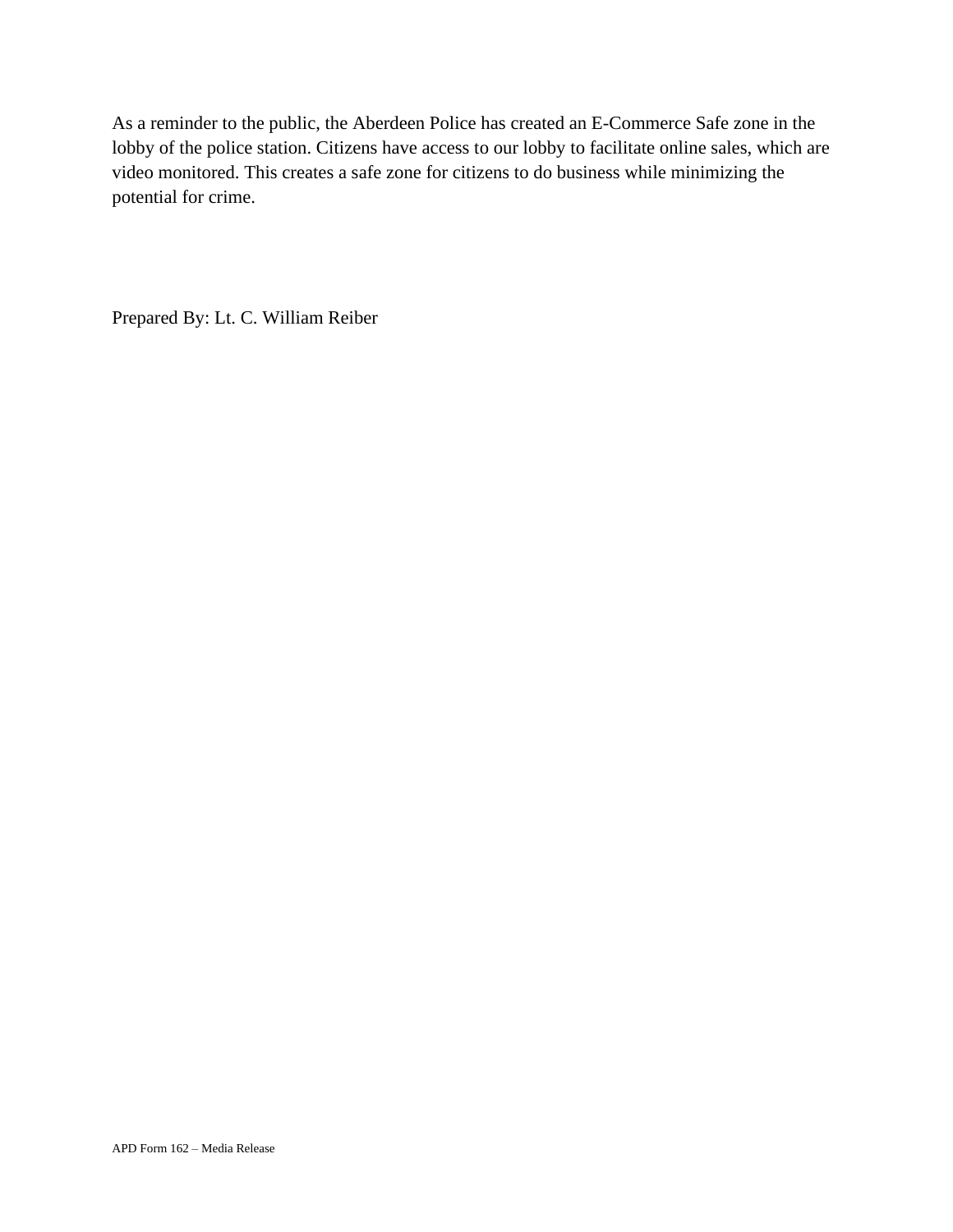As a reminder to the public, the Aberdeen Police has created an E-Commerce Safe zone in the lobby of the police station. Citizens have access to our lobby to facilitate online sales, which are video monitored. This creates a safe zone for citizens to do business while minimizing the potential for crime.

Prepared By: Lt. C. William Reiber